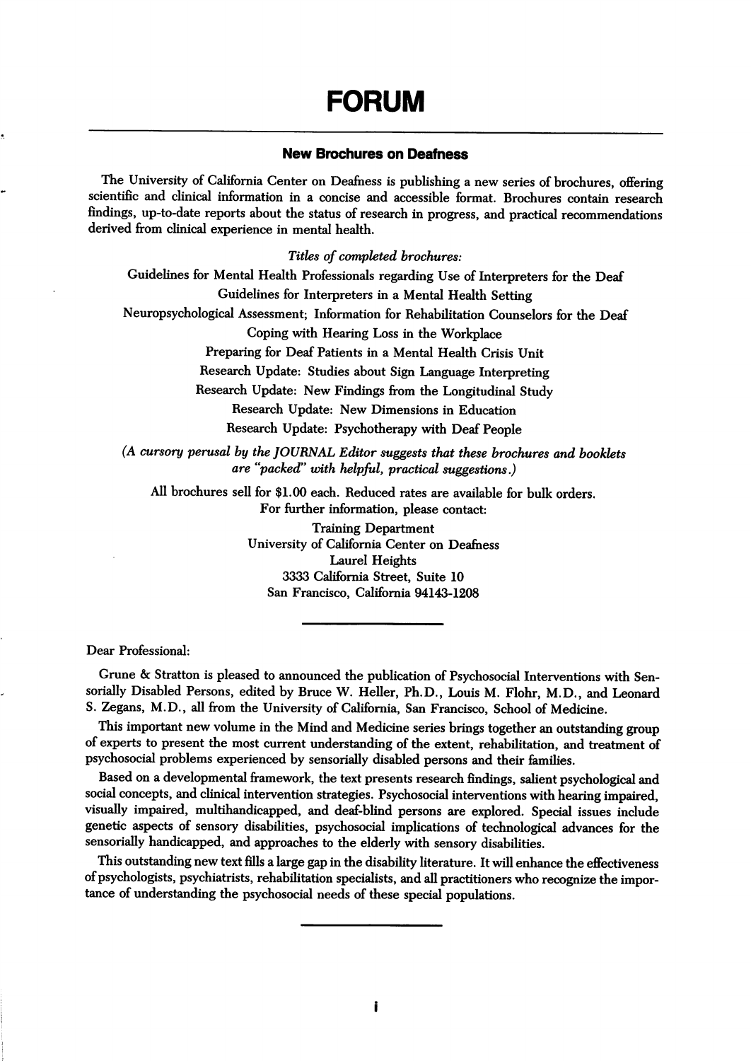# FORUM

## New Brochures on Deafness

The University of California Center on Deafness is publishing a new series of brochures, offering scientific and clinical information in a concise and accessible format. Brochures contain research findings, up-to-date reports about the status of research in progress, and practical recommendations derived from clinical experience in mental health.

*Titles of completed brochures:*

Guidelines for Mental Health Professionals regarding Use of Interpreters for the Deaf
Guidelines for Interpreters in a Mental Health Setting
Neuropsychological Assessment; Information for Rehabilitation Counselors for the Deaf
Coping with Hearing Loss in the Workplace
Preparing for Deaf Patients in a Mental Health Crisis Unit
Research Update: Studies about Sign Language Interpreting
Research Update: New Findings from the Longitudinal Study
Research Update: New Dimensions in Education
Research Update: Psychotherapy with Deaf People

*(A cursory perusal by the JOURNAL Editor suggests that these brochures and booklets are "packed" with helpful, practical suggestions.)*

All brochures sell for $1.00 each. Reduced rates are available for bulk orders.
For further information, please contact:

Training Department
University of California Center on Deafness
Laurel Heights
3333 California Street, Suite 10
San Francisco, California 94143-1208

---

Dear Professional:

Grune & Stratton is pleased to announced the publication of Psychosocial Interventions with Sensorially Disabled Persons, edited by Bruce W. Heller, Ph.D., Louis M. Flohr, M.D., and Leonard S. Zegans, M.D., all from the University of California, San Francisco, School of Medicine.

This important new volume in the Mind and Medicine series brings together an outstanding group of experts to present the most current understanding of the extent, rehabilitation, and treatment of psychosocial problems experienced by sensorially disabled persons and their families.

Based on a developmental framework, the text presents research findings, salient psychological and social concepts, and clinical intervention strategies. Psychosocial interventions with hearing impaired, visually impaired, multihandicapped, and deaf-blind persons are explored. Special issues include genetic aspects of sensory disabilities, psychosocial implications of technological advances for the sensorially handicapped, and approaches to the elderly with sensory disabilities.

This outstanding new text fills a large gap in the disability literature. It will enhance the effectiveness of psychologists, psychiatrists, rehabilitation specialists, and all practitioners who recognize the importance of understanding the psychosocial needs of these special populations.

---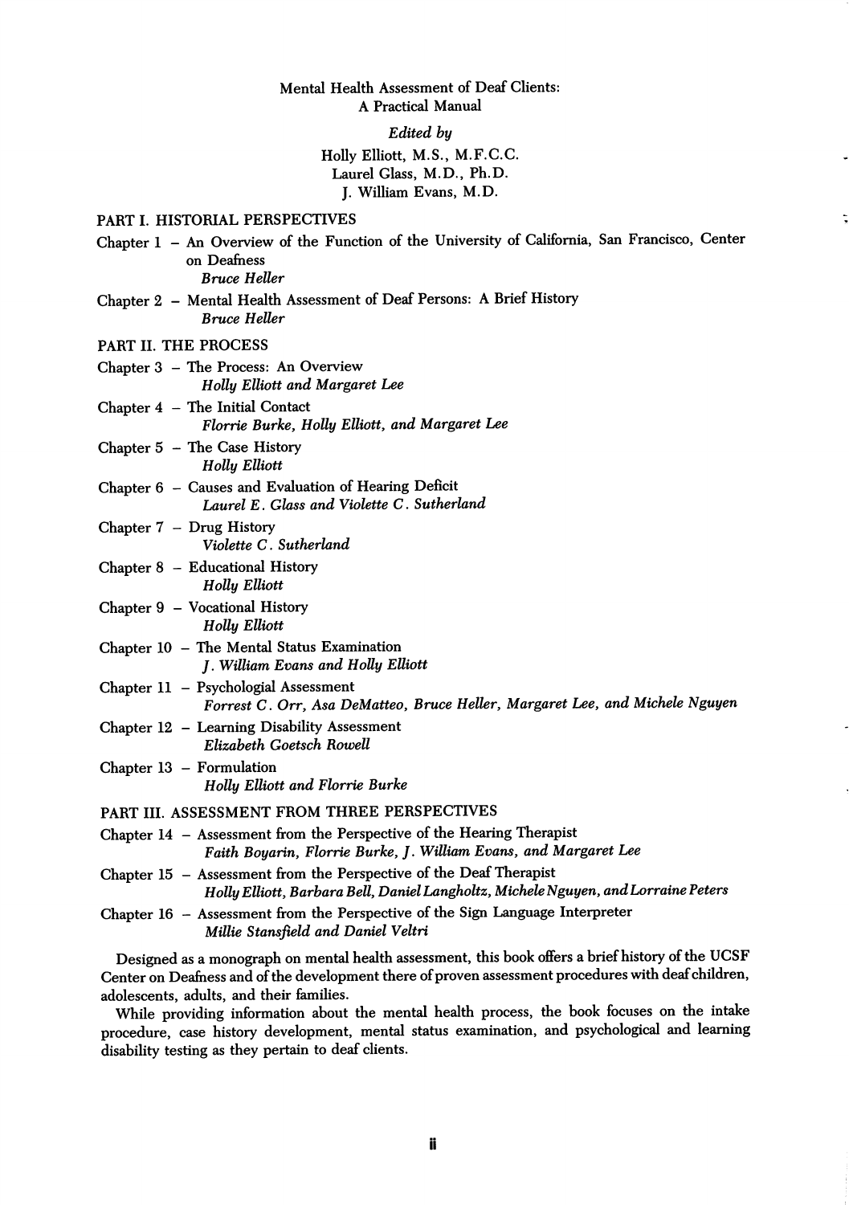Mental Health Assessment of Deaf Clients:
A Practical Manual

*Edited by*

Holly Elliott, M.S., M.F.C.C.
Laurel Glass, M.D., Ph.D.
J. William Evans, M.D.

## PART I. HISTORIAL PERSPECTIVES

Chapter 1 – An Overview of the Function of the University of California, San Francisco, Center on Deafness
*Bruce Heller*

Chapter 2 – Mental Health Assessment of Deaf Persons: A Brief History
*Bruce Heller*

## PART II. THE PROCESS

Chapter 3 – The Process: An Overview
*Holly Elliott and Margaret Lee*

Chapter 4 – The Initial Contact
*Florrie Burke, Holly Elliott, and Margaret Lee*

Chapter 5 – The Case History
*Holly Elliott*

Chapter 6 – Causes and Evaluation of Hearing Deficit
*Laurel E. Glass and Violette C. Sutherland*

Chapter 7 – Drug History
*Violette C. Sutherland*

Chapter 8 – Educational History
*Holly Elliott*

Chapter 9 – Vocational History
*Holly Elliott*

Chapter 10 – The Mental Status Examination
*J. William Evans and Holly Elliott*

Chapter 11 – Psychologial Assessment
*Forrest C. Orr, Asa DeMatteo, Bruce Heller, Margaret Lee, and Michele Nguyen*

Chapter 12 – Learning Disability Assessment
*Elizabeth Goetsch Rowell*

Chapter 13 – Formulation
*Holly Elliott and Florrie Burke*

## PART III. ASSESSMENT FROM THREE PERSPECTIVES

Chapter 14 – Assessment from the Perspective of the Hearing Therapist
*Faith Boyarin, Florrie Burke, J. William Evans, and Margaret Lee*

Chapter 15 – Assessment from the Perspective of the Deaf Therapist
*Holly Elliott, Barbara Bell, Daniel Langholtz, Michele Nguyen, and Lorraine Peters*

Chapter 16 – Assessment from the Perspective of the Sign Language Interpreter
*Millie Stansfield and Daniel Veltri*

Designed as a monograph on mental health assessment, this book offers a brief history of the UCSF Center on Deafness and of the development there of proven assessment procedures with deaf children, adolescents, adults, and their families.

While providing information about the mental health process, the book focuses on the intake procedure, case history development, mental status examination, and psychological and learning disability testing as they pertain to deaf clients.